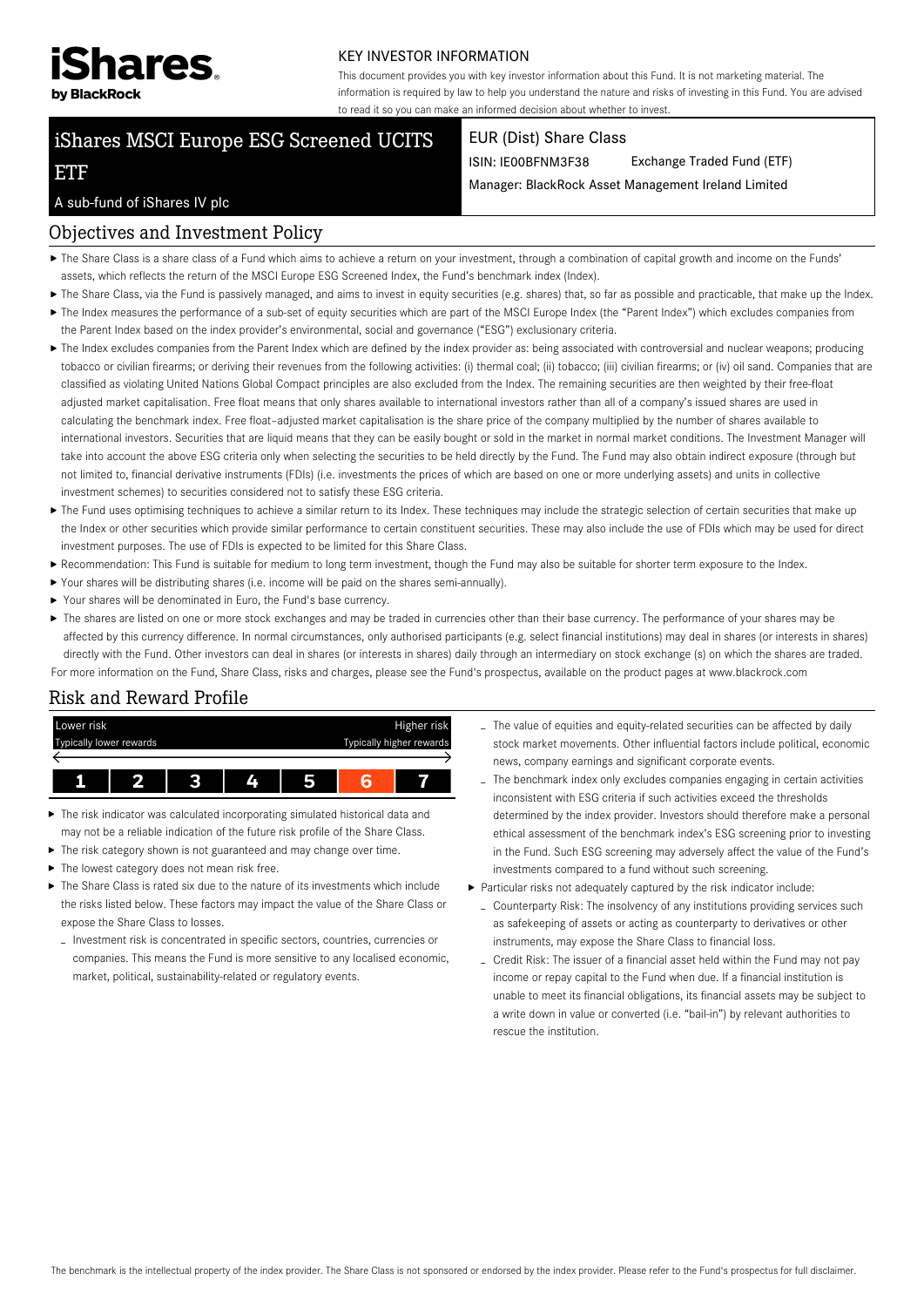iShares by BlackRock

KEY INVESTOR INFORMATION

This document provides you with key investor information about this Fund. It is not marketing material. The information is required by law to help you understand the nature and risks of investing in this Fund. You are advised to read it so you can make an informed decision about whether to invest.

# iShares MSCI Europe ESG Screened UCITS ETF

A sub-fund of iShares IV plc

**EUR (Dist) Share Class**

ISIN: IE00BFNM3F38 Exchange Traded Fund (ETF)

Manager: BlackRock Asset Management Ireland Limited

## Objectives and Investment Policy

- The Share Class is a share class of a Fund which aims to achieve a return on your investment, through a combination of capital growth and income on the Funds' assets, which reflects the return of the MSCI Europe ESG Screened Index, the Fund's benchmark index (Index).
- The Share Class, via the Fund is passively managed, and aims to invest in equity securities (e.g. shares) that, so far as possible and practicable, that make up the Index.
- The Index measures the performance of a sub-set of equity securities which are part of the MSCI Europe Index (the "Parent Index") which excludes companies from the Parent Index based on the index provider's environmental, social and governance ("ESG") exclusionary criteria.
- The Index excludes companies from the Parent Index which are defined by the index provider as: being associated with controversial and nuclear weapons; producing tobacco or civilian firearms; or deriving their revenues from the following activities: (i) thermal coal; (ii) tobacco; (iii) civilian firearms; or (iv) oil sand. Companies that are classified as violating United Nations Global Compact principles are also excluded from the Index. The remaining securities are then weighted by their free-float adjusted market capitalisation. Free float means that only shares available to international investors rather than all of a company's issued shares are used in calculating the benchmark index. Free float–adjusted market capitalisation is the share price of the company multiplied by the number of shares available to international investors. Securities that are liquid means that they can be easily bought or sold in the market in normal market conditions. The Investment Manager will take into account the above ESG criteria only when selecting the securities to be held directly by the Fund. The Fund may also obtain indirect exposure (through but not limited to, financial derivative instruments (FDIs) (i.e. investments the prices of which are based on one or more underlying assets) and units in collective investment schemes) to securities considered not to satisfy these ESG criteria.
- The Fund uses optimising techniques to achieve a similar return to its Index. These techniques may include the strategic selection of certain securities that make up the Index or other securities which provide similar performance to certain constituent securities. These may also include the use of FDIs which may be used for direct investment purposes. The use of FDIs is expected to be limited for this Share Class.
- Recommendation: This Fund is suitable for medium to long term investment, though the Fund may also be suitable for shorter term exposure to the Index.
- Your shares will be distributing shares (i.e. income will be paid on the shares semi-annually).
- Your shares will be denominated in Euro, the Fund's base currency.
- The shares are listed on one or more stock exchanges and may be traded in currencies other than their base currency. The performance of your shares may be affected by this currency difference. In normal circumstances, only authorised participants (e.g. select financial institutions) may deal in shares (or interests in shares) directly with the Fund. Other investors can deal in shares (or interests in shares) daily through an intermediary on stock exchange (s) on which the shares are traded.

For more information on the Fund, Share Class, risks and charges, please see the Fund's prospectus, available on the product pages at www.blackrock.com

## Risk and Reward Profile

| Lower risk | | | | | | Higher risk |
|---|---|---|---|---|---|---|
| Typically lower rewards | | | | | | Typically higher rewards |
| 1 | 2 | 3 | 4 | 5 | **6** | 7 |

- The risk indicator was calculated incorporating simulated historical data and may not be a reliable indication of the future risk profile of the Share Class.
- The risk category shown is not guaranteed and may change over time.
- The lowest category does not mean risk free.
- The Share Class is rated six due to the nature of its investments which include the risks listed below. These factors may impact the value of the Share Class or expose the Share Class to losses.
  - Investment risk is concentrated in specific sectors, countries, currencies or companies. This means the Fund is more sensitive to any localised economic, market, political, sustainability-related or regulatory events.
  - The value of equities and equity-related securities can be affected by daily stock market movements. Other influential factors include political, economic news, company earnings and significant corporate events.
  - The benchmark index only excludes companies engaging in certain activities inconsistent with ESG criteria if such activities exceed the thresholds determined by the index provider. Investors should therefore make a personal ethical assessment of the benchmark index's ESG screening prior to investing in the Fund. Such ESG screening may adversely affect the value of the Fund's investments compared to a fund without such screening.
- Particular risks not adequately captured by the risk indicator include:
  - Counterparty Risk: The insolvency of any institutions providing services such as safekeeping of assets or acting as counterparty to derivatives or other instruments, may expose the Share Class to financial loss.
  - Credit Risk: The issuer of a financial asset held within the Fund may not pay income or repay capital to the Fund when due. If a financial institution is unable to meet its financial obligations, its financial assets may be subject to a write down in value or converted (i.e. "bail-in") by relevant authorities to rescue the institution.

The benchmark is the intellectual property of the index provider. The Share Class is not sponsored or endorsed by the index provider. Please refer to the Fund's prospectus for full disclaimer.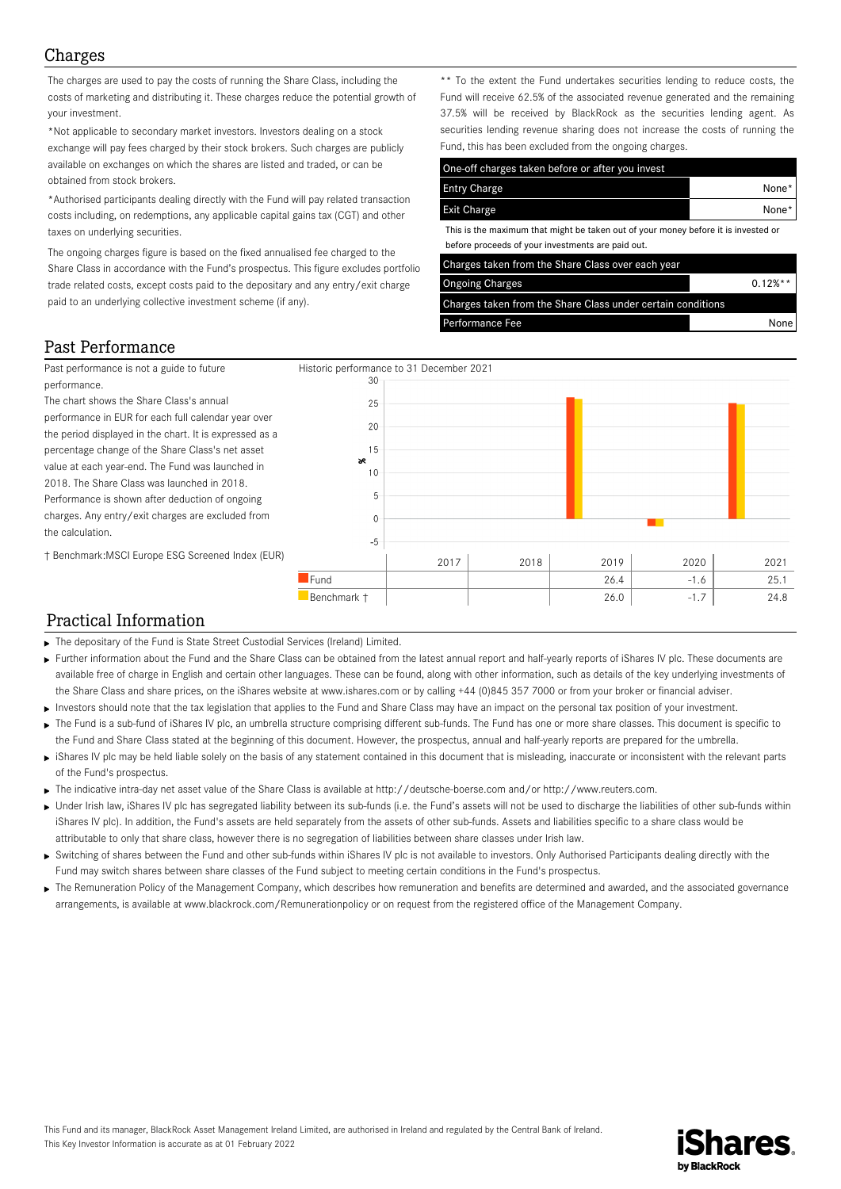## Charges

The charges are used to pay the costs of running the Share Class, including the costs of marketing and distributing it. These charges reduce the potential growth of your investment.

*Not applicable to secondary market investors. Investors dealing on a stock exchange will pay fees charged by their stock brokers. Such charges are publicly available on exchanges on which the shares are listed and traded, or can be obtained from stock brokers.

*Authorised participants dealing directly with the Fund will pay related transaction costs including, on redemptions, any applicable capital gains tax (CGT) and other taxes on underlying securities.

The ongoing charges figure is based on the fixed annualised fee charged to the Share Class in accordance with the Fund's prospectus. This figure excludes portfolio trade related costs, except costs paid to the depositary and any entry/exit charge paid to an underlying collective investment scheme (if any).

** To the extent the Fund undertakes securities lending to reduce costs, the Fund will receive 62.5% of the associated revenue generated and the remaining 37.5% will be received by BlackRock as the securities lending agent. As securities lending revenue sharing does not increase the costs of running the Fund, this has been excluded from the ongoing charges.

| One-off charges taken before or after you invest | |
|---|---|
| Entry Charge | None* |
| Exit Charge | None* |

This is the maximum that might be taken out of your money before it is invested or before proceeds of your investments are paid out.

| Charges taken from the Share Class over each year | |
|---|---|
| Ongoing Charges | 0.12%** |
| **Charges taken from the Share Class under certain conditions** | |
| Performance Fee | None |

## Past Performance

Past performance is not a guide to future performance.

The chart shows the Share Class's annual performance in EUR for each full calendar year over the period displayed in the chart. It is expressed as a percentage change of the Share Class's net asset value at each year-end. The Fund was launched in 2018. The Share Class was launched in 2018.

Performance is shown after deduction of ongoing charges. Any entry/exit charges are excluded from the calculation.

† Benchmark:MSCI Europe ESG Screened Index (EUR)

Historic performance to 31 December 2021

%

30
25
20
15
10
5
0
-5

2017 2018 2019 2020 2021

Fund: 26.4 -1.6 25.1

Benchmark †: 26.0 -1.7 24.8

## Practical Information

- The depositary of the Fund is State Street Custodial Services (Ireland) Limited.
- Further information about the Fund and the Share Class can be obtained from the latest annual report and half-yearly reports of iShares IV plc. These documents are available free of charge in English and certain other languages. These can be found, along with other information, such as details of the key underlying investments of the Share Class and share prices, on the iShares website at www.ishares.com or by calling +44 (0)845 357 7000 or from your broker or financial adviser.
- Investors should note that the tax legislation that applies to the Fund and Share Class may have an impact on the personal tax position of your investment.
- The Fund is a sub-fund of iShares IV plc, an umbrella structure comprising different sub-funds. The Fund has one or more share classes. This document is specific to the Fund and Share Class stated at the beginning of this document. However, the prospectus, annual and half-yearly reports are prepared for the umbrella.
- iShares IV plc may be held liable solely on the basis of any statement contained in this document that is misleading, inaccurate or inconsistent with the relevant parts of the Fund's prospectus.
- The indicative intra-day net asset value of the Share Class is available at http://deutsche-boerse.com and/or http://www.reuters.com.
- Under Irish law, iShares IV plc has segregated liability between its sub-funds (i.e. the Fund's assets will not be used to discharge the liabilities of other sub-funds within iShares IV plc). In addition, the Fund's assets are held separately from the assets of other sub-funds. Assets and liabilities specific to a share class would be attributable to only that share class, however there is no segregation of liabilities between share classes under Irish law.
- Switching of shares between the Fund and other sub-funds within iShares IV plc is not available to investors. Only Authorised Participants dealing directly with the Fund may switch shares between share classes of the Fund subject to meeting certain conditions in the Fund's prospectus.
- The Remuneration Policy of the Management Company, which describes how remuneration and benefits are determined and awarded, and the associated governance arrangements, is available at www.blackrock.com/Remunerationpolicy or on request from the registered office of the Management Company.

This Fund and its manager, BlackRock Asset Management Ireland Limited, are authorised in Ireland and regulated by the Central Bank of Ireland.
This Key Investor Information is accurate as at 01 February 2022